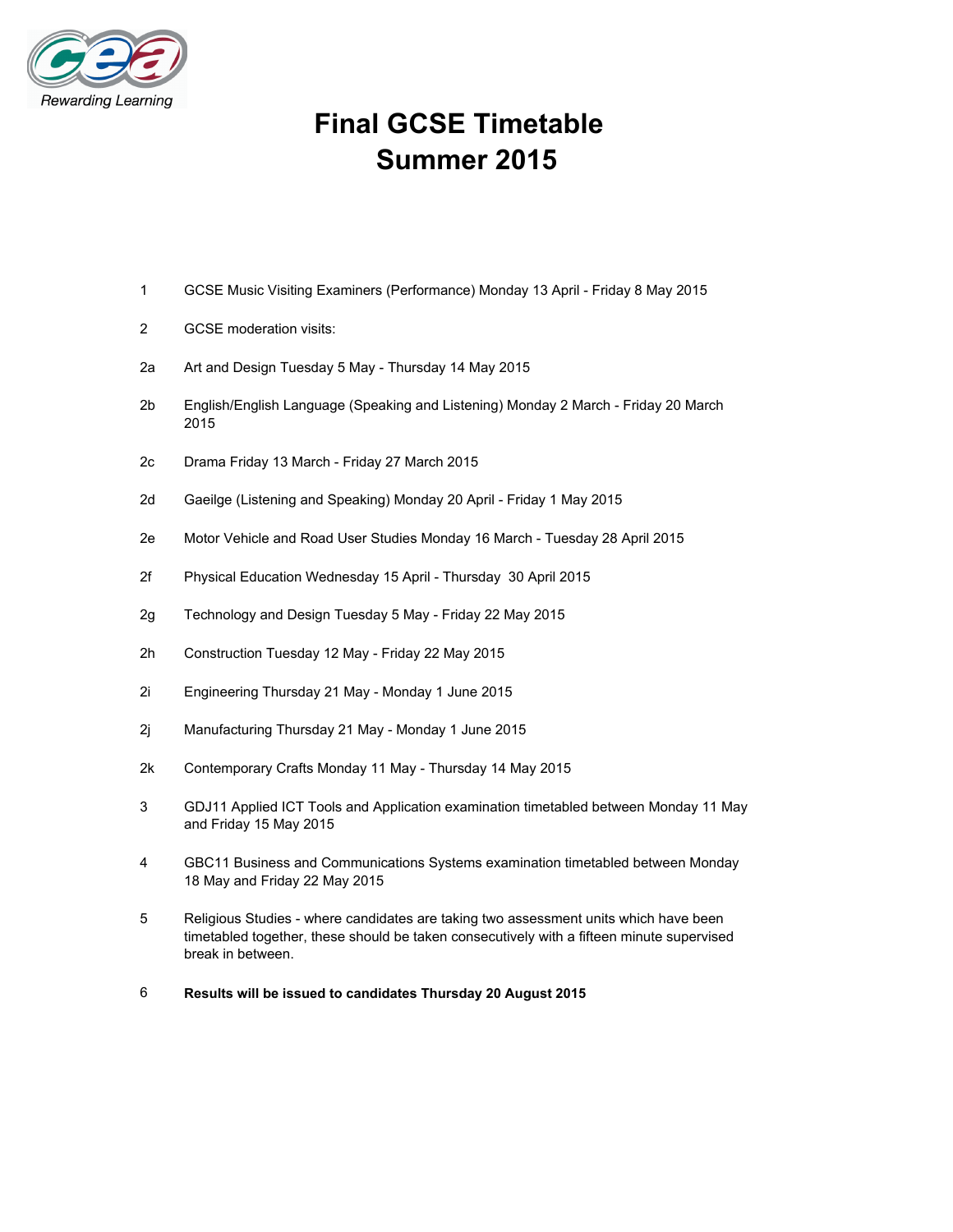# Final GCSE Timetable
# Summer 2015

1 GCSE Music Visiting Examiners (Performance) Monday 13 April - Friday 8 May 2015

2 GCSE moderation visits:

2a Art and Design Tuesday 5 May - Thursday 14 May 2015

2b English/English Language (Speaking and Listening) Monday 2 March - Friday 20 March 2015

2c Drama Friday 13 March - Friday 27 March 2015

2d Gaeilge (Listening and Speaking) Monday 20 April - Friday 1 May 2015

2e Motor Vehicle and Road User Studies Monday 16 March - Tuesday 28 April 2015

2f Physical Education Wednesday 15 April - Thursday 30 April 2015

2g Technology and Design Tuesday 5 May - Friday 22 May 2015

2h Construction Tuesday 12 May - Friday 22 May 2015

2i Engineering Thursday 21 May - Monday 1 June 2015

2j Manufacturing Thursday 21 May - Monday 1 June 2015

2k Contemporary Crafts Monday 11 May - Thursday 14 May 2015

3 GDJ11 Applied ICT Tools and Application examination timetabled between Monday 11 May and Friday 15 May 2015

4 GBC11 Business and Communications Systems examination timetabled between Monday 18 May and Friday 22 May 2015

5 Religious Studies - where candidates are taking two assessment units which have been timetabled together, these should be taken consecutively with a fifteen minute supervised break in between.

6 **Results will be issued to candidates Thursday 20 August 2015**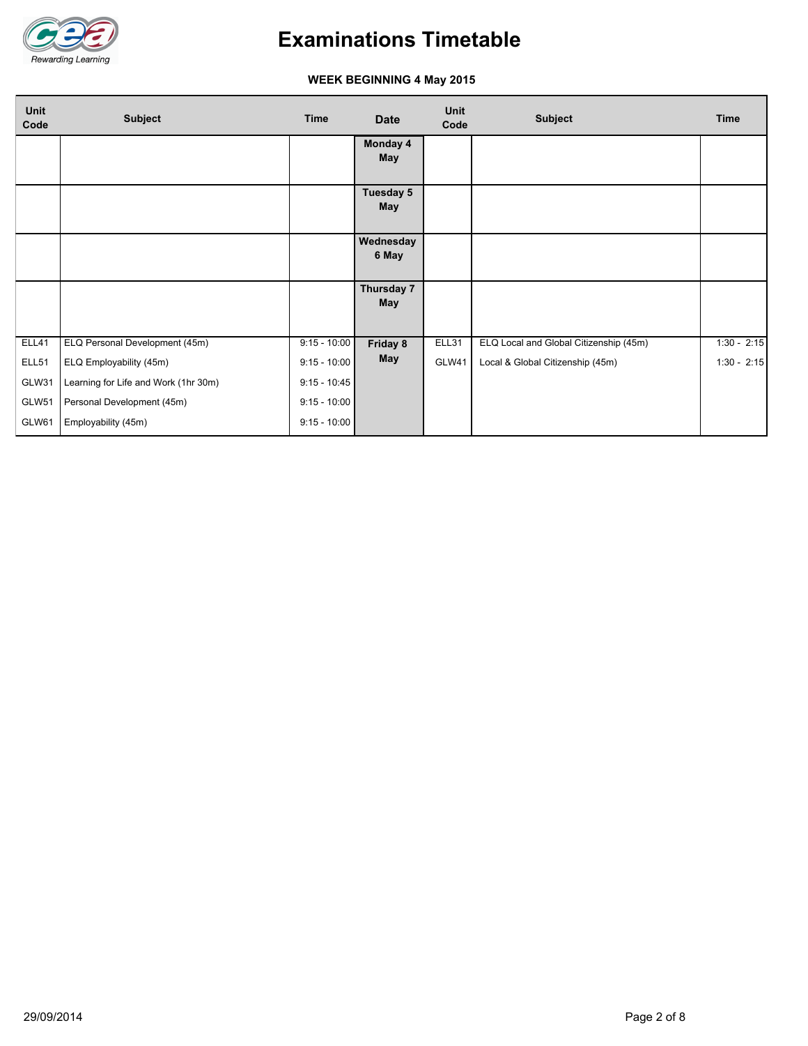# Examinations Timetable

**WEEK BEGINNING 4 May 2015**

| Unit Code | Subject | Time | Date | Unit Code | Subject | Time |
|---|---|---|---|---|---|---|
| | | | **Monday 4 May** | | | |
| | | | **Tuesday 5 May** | | | |
| | | | **Wednesday 6 May** | | | |
| | | | **Thursday 7 May** | | | |
| ELL41 | ELQ Personal Development (45m) | 9:15 - 10:00 | **Friday 8 May** | ELL31 | ELQ Local and Global Citizenship (45m) | 1:30 - 2:15 |
| ELL51 | ELQ Employability (45m) | 9:15 - 10:00 | | GLW41 | Local & Global Citizenship (45m) | 1:30 - 2:15 |
| GLW31 | Learning for Life and Work (1hr 30m) | 9:15 - 10:45 | | | | |
| GLW51 | Personal Development (45m) | 9:15 - 10:00 | | | | |
| GLW61 | Employability (45m) | 9:15 - 10:00 | | | | |

29/09/2014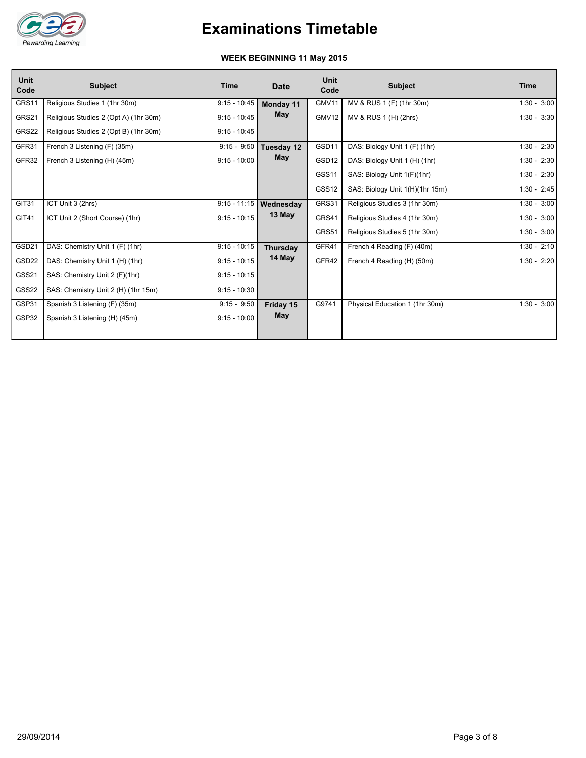# Examinations Timetable

**WEEK BEGINNING 11 May 2015**

| Unit Code | Subject | Time | Date | Unit Code | Subject | Time |
|---|---|---|---|---|---|---|
| GRS11 | Religious Studies 1 (1hr 30m) | 9:15 - 10:45 | **Monday 11 May** | GMV11 | MV & RUS 1 (F) (1hr 30m) | 1:30 - 3:00 |
| GRS21 | Religious Studies 2 (Opt A) (1hr 30m) | 9:15 - 10:45 | | GMV12 | MV & RUS 1 (H) (2hrs) | 1:30 - 3:30 |
| GRS22 | Religious Studies 2 (Opt B) (1hr 30m) | 9:15 - 10:45 | | | | |
| GFR31 | French 3 Listening (F) (35m) | 9:15 - 9:50 | **Tuesday 12 May** | GSD11 | DAS: Biology Unit 1 (F) (1hr) | 1:30 - 2:30 |
| GFR32 | French 3 Listening (H) (45m) | 9:15 - 10:00 | | GSD12 | DAS: Biology Unit 1 (H) (1hr) | 1:30 - 2:30 |
| | | | | GSS11 | SAS: Biology Unit 1(F)(1hr) | 1:30 - 2:30 |
| | | | | GSS12 | SAS: Biology Unit 1(H)(1hr 15m) | 1:30 - 2:45 |
| GIT31 | ICT Unit 3 (2hrs) | 9:15 - 11:15 | **Wednesday 13 May** | GRS31 | Religious Studies 3 (1hr 30m) | 1:30 - 3:00 |
| GIT41 | ICT Unit 2 (Short Course) (1hr) | 9:15 - 10:15 | | GRS41 | Religious Studies 4 (1hr 30m) | 1:30 - 3:00 |
| | | | | GRS51 | Religious Studies 5 (1hr 30m) | 1:30 - 3:00 |
| GSD21 | DAS: Chemistry Unit 1 (F) (1hr) | 9:15 - 10:15 | **Thursday 14 May** | GFR41 | French 4 Reading (F) (40m) | 1:30 - 2:10 |
| GSD22 | DAS: Chemistry Unit 1 (H) (1hr) | 9:15 - 10:15 | | GFR42 | French 4 Reading (H) (50m) | 1:30 - 2:20 |
| GSS21 | SAS: Chemistry Unit 2 (F)(1hr) | 9:15 - 10:15 | | | | |
| GSS22 | SAS: Chemistry Unit 2 (H) (1hr 15m) | 9:15 - 10:30 | | | | |
| GSP31 | Spanish 3 Listening (F) (35m) | 9:15 - 9:50 | **Friday 15 May** | G9741 | Physical Education 1 (1hr 30m) | 1:30 - 3:00 |
| GSP32 | Spanish 3 Listening (H) (45m) | 9:15 - 10:00 | | | | |

29/09/2014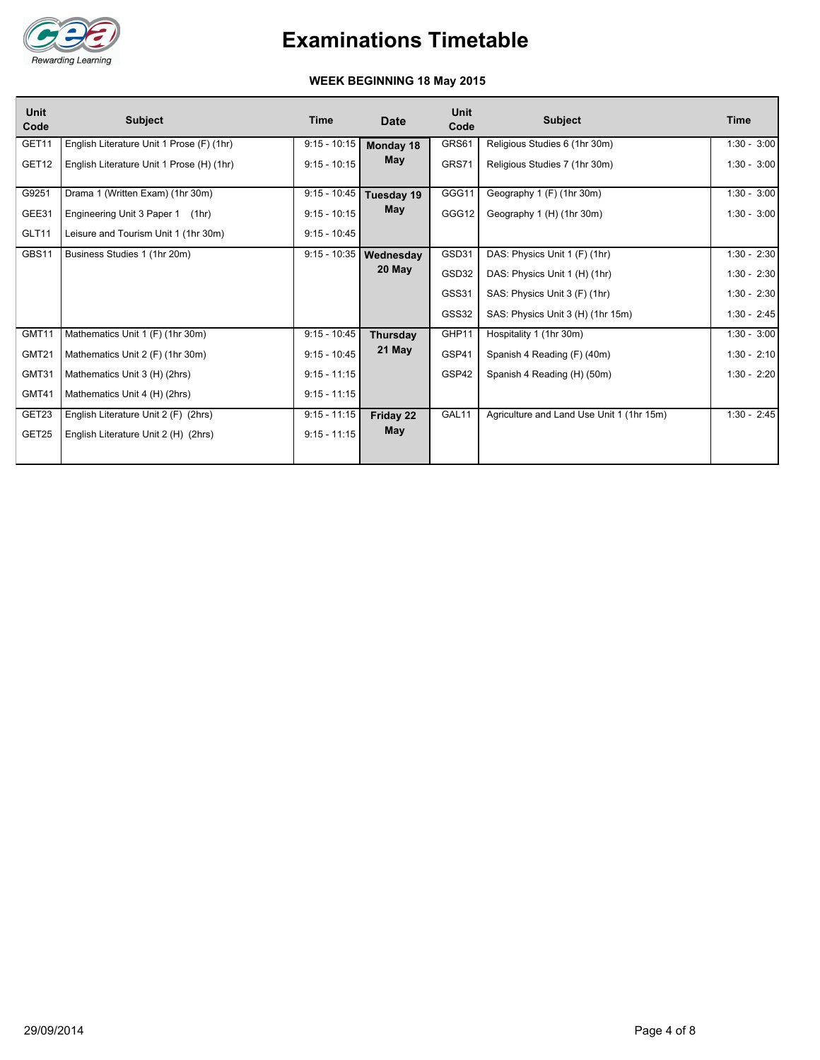# Examinations Timetable

**WEEK BEGINNING 18 May 2015**

| Unit Code | Subject | Time | Date | Unit Code | Subject | Time |
|---|---|---|---|---|---|---|
| GET11 | English Literature Unit 1 Prose (F) (1hr) | 9:15 - 10:15 | **Monday 18 May** | GRS61 | Religious Studies 6 (1hr 30m) | 1:30 - 3:00 |
| GET12 | English Literature Unit 1 Prose (H) (1hr) | 9:15 - 10:15 | | GRS71 | Religious Studies 7 (1hr 30m) | 1:30 - 3:00 |
| G9251 | Drama 1 (Written Exam) (1hr 30m) | 9:15 - 10:45 | **Tuesday 19 May** | GGG11 | Geography 1 (F) (1hr 30m) | 1:30 - 3:00 |
| GEE31 | Engineering Unit 3 Paper 1 (1hr) | 9:15 - 10:15 | | GGG12 | Geography 1 (H) (1hr 30m) | 1:30 - 3:00 |
| GLT11 | Leisure and Tourism Unit 1 (1hr 30m) | 9:15 - 10:45 | | | | |
| GBS11 | Business Studies 1 (1hr 20m) | 9:15 - 10:35 | **Wednesday 20 May** | GSD31 | DAS: Physics Unit 1 (F) (1hr) | 1:30 - 2:30 |
| | | | | GSD32 | DAS: Physics Unit 1 (H) (1hr) | 1:30 - 2:30 |
| | | | | GSS31 | SAS: Physics Unit 3 (F) (1hr) | 1:30 - 2:30 |
| | | | | GSS32 | SAS: Physics Unit 3 (H) (1hr 15m) | 1:30 - 2:45 |
| GMT11 | Mathematics Unit 1 (F) (1hr 30m) | 9:15 - 10:45 | **Thursday 21 May** | GHP11 | Hospitality 1 (1hr 30m) | 1:30 - 3:00 |
| GMT21 | Mathematics Unit 2 (F) (1hr 30m) | 9:15 - 10:45 | | GSP41 | Spanish 4 Reading (F) (40m) | 1:30 - 2:10 |
| GMT31 | Mathematics Unit 3 (H) (2hrs) | 9:15 - 11:15 | | GSP42 | Spanish 4 Reading (H) (50m) | 1:30 - 2:20 |
| GMT41 | Mathematics Unit 4 (H) (2hrs) | 9:15 - 11:15 | | | | |
| GET23 | English Literature Unit 2 (F) (2hrs) | 9:15 - 11:15 | **Friday 22 May** | GAL11 | Agriculture and Land Use Unit 1 (1hr 15m) | 1:30 - 2:45 |
| GET25 | English Literature Unit 2 (H) (2hrs) | 9:15 - 11:15 | | | | |

29/09/2014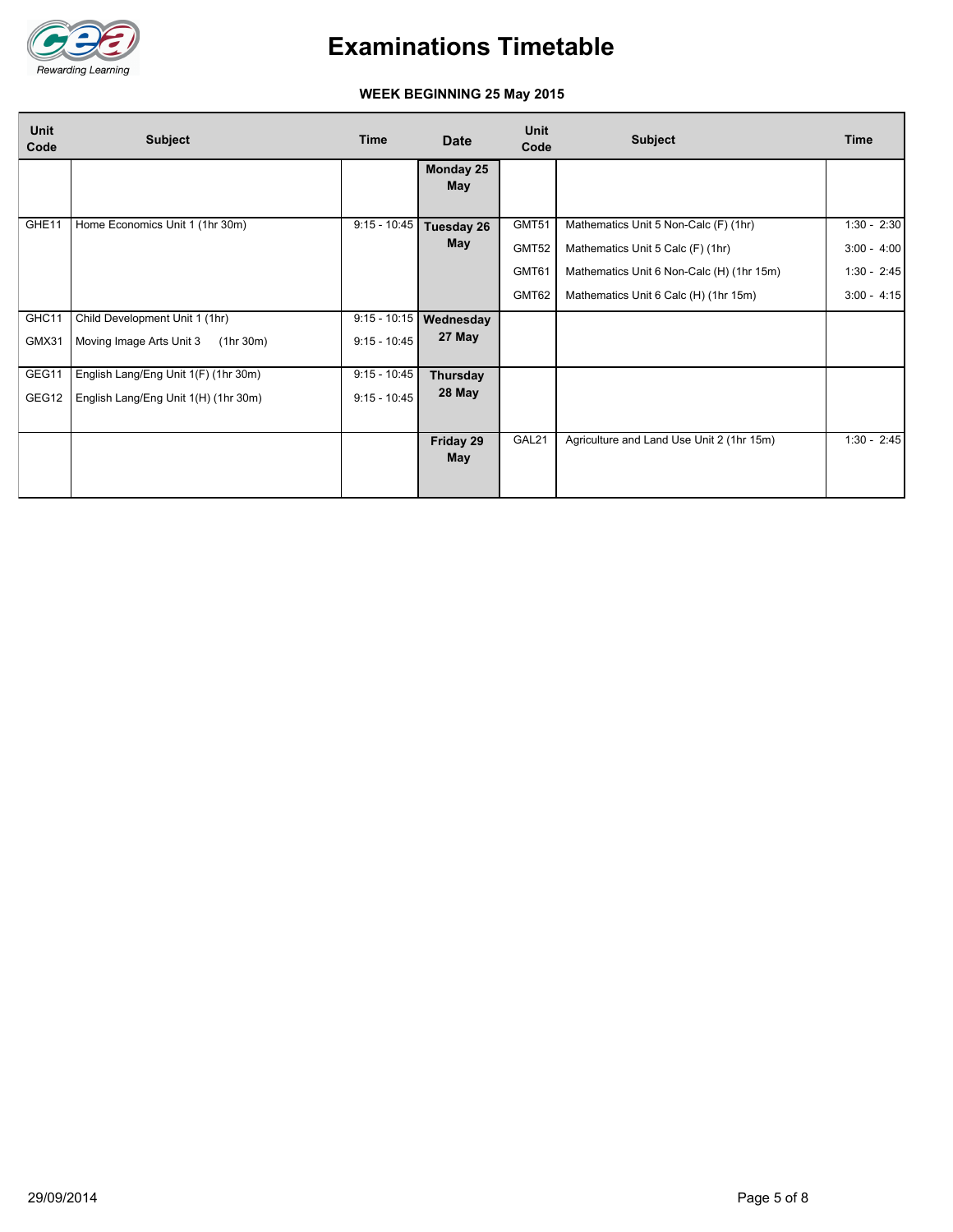# Examinations Timetable

**WEEK BEGINNING 25 May 2015**

| Unit Code | Subject | Time | Date | Unit Code | Subject | Time |
|---|---|---|---|---|---|---|
| | | | **Monday 25 May** | | | |
| GHE11 | Home Economics Unit 1 (1hr 30m) | 9:15 - 10:45 | **Tuesday 26 May** | GMT51 | Mathematics Unit 5 Non-Calc (F) (1hr) | 1:30 - 2:30 |
| | | | | GMT52 | Mathematics Unit 5 Calc (F) (1hr) | 3:00 - 4:00 |
| | | | | GMT61 | Mathematics Unit 6 Non-Calc (H) (1hr 15m) | 1:30 - 2:45 |
| | | | | GMT62 | Mathematics Unit 6 Calc (H) (1hr 15m) | 3:00 - 4:15 |
| GHC11 | Child Development Unit 1 (1hr) | 9:15 - 10:15 | **Wednesday 27 May** | | | |
| GMX31 | Moving Image Arts Unit 3 (1hr 30m) | 9:15 - 10:45 | | | | |
| GEG11 | English Lang/Eng Unit 1(F) (1hr 30m) | 9:15 - 10:45 | **Thursday 28 May** | | | |
| GEG12 | English Lang/Eng Unit 1(H) (1hr 30m) | 9:15 - 10:45 | | | | |
| | | | **Friday 29 May** | GAL21 | Agriculture and Land Use Unit 2 (1hr 15m) | 1:30 - 2:45 |

29/09/2014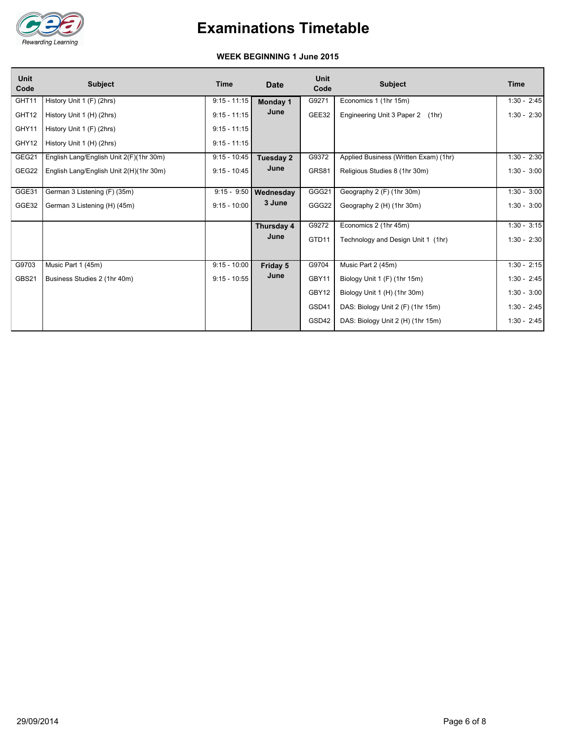# Examinations Timetable

**WEEK BEGINNING 1 June 2015**

| Unit Code | Subject | Time | Date | Unit Code | Subject | Time |
|---|---|---|---|---|---|---|
| GHT11 | History Unit 1 (F) (2hrs) | 9:15 - 11:15 | **Monday 1 June** | G9271 | Economics 1 (1hr 15m) | 1:30 - 2:45 |
| GHT12 | History Unit 1 (H) (2hrs) | 9:15 - 11:15 | | GEE32 | Engineering Unit 3 Paper 2 (1hr) | 1:30 - 2:30 |
| GHY11 | History Unit 1 (F) (2hrs) | 9:15 - 11:15 | | | | |
| GHY12 | History Unit 1 (H) (2hrs) | 9:15 - 11:15 | | | | |
| GEG21 | English Lang/English Unit 2(F)(1hr 30m) | 9:15 - 10:45 | **Tuesday 2 June** | G9372 | Applied Business (Written Exam) (1hr) | 1:30 - 2:30 |
| GEG22 | English Lang/English Unit 2(H)(1hr 30m) | 9:15 - 10:45 | | GRS81 | Religious Studies 8 (1hr 30m) | 1:30 - 3:00 |
| GGE31 | German 3 Listening (F) (35m) | 9:15 - 9:50 | **Wednesday 3 June** | GGG21 | Geography 2 (F) (1hr 30m) | 1:30 - 3:00 |
| GGE32 | German 3 Listening (H) (45m) | 9:15 - 10:00 | | GGG22 | Geography 2 (H) (1hr 30m) | 1:30 - 3:00 |
| | | | **Thursday 4 June** | G9272 | Economics 2 (1hr 45m) | 1:30 - 3:15 |
| | | | | GTD11 | Technology and Design Unit 1 (1hr) | 1:30 - 2:30 |
| G9703 | Music Part 1 (45m) | 9:15 - 10:00 | **Friday 5 June** | G9704 | Music Part 2 (45m) | 1:30 - 2:15 |
| GBS21 | Business Studies 2 (1hr 40m) | 9:15 - 10:55 | | GBY11 | Biology Unit 1 (F) (1hr 15m) | 1:30 - 2:45 |
| | | | | GBY12 | Biology Unit 1 (H) (1hr 30m) | 1:30 - 3:00 |
| | | | | GSD41 | DAS: Biology Unit 2 (F) (1hr 15m) | 1:30 - 2:45 |
| | | | | GSD42 | DAS: Biology Unit 2 (H) (1hr 15m) | 1:30 - 2:45 |

29/09/2014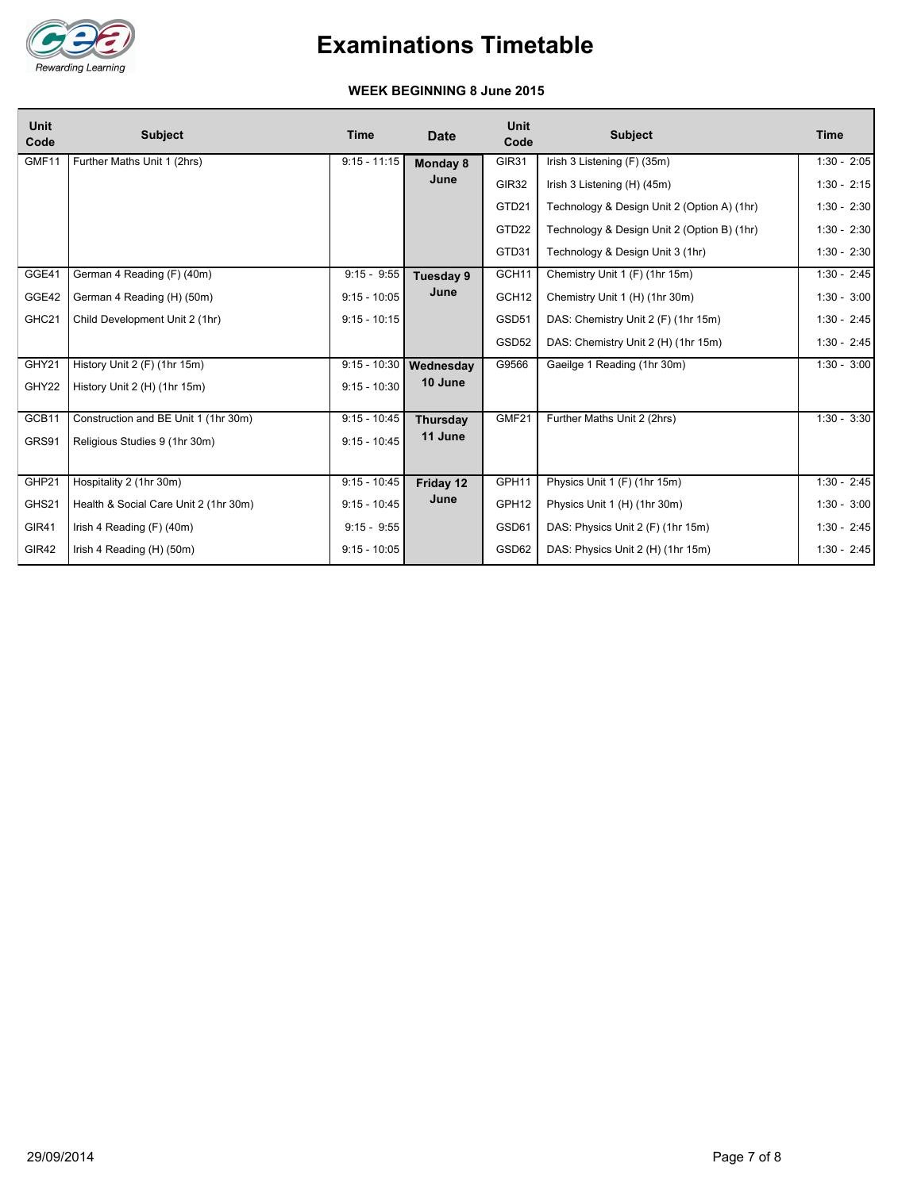# Examinations Timetable

**WEEK BEGINNING 8 June 2015**

| Unit Code | Subject | Time | Date | Unit Code | Subject | Time |
|---|---|---|---|---|---|---|
| GMF11 | Further Maths Unit 1 (2hrs) | 9:15 - 11:15 | **Monday 8 June** | GIR31 | Irish 3 Listening (F) (35m) | 1:30 - 2:05 |
| | | | | GIR32 | Irish 3 Listening (H) (45m) | 1:30 - 2:15 |
| | | | | GTD21 | Technology & Design Unit 2 (Option A) (1hr) | 1:30 - 2:30 |
| | | | | GTD22 | Technology & Design Unit 2 (Option B) (1hr) | 1:30 - 2:30 |
| | | | | GTD31 | Technology & Design Unit 3 (1hr) | 1:30 - 2:30 |
| GGE41 | German 4 Reading (F) (40m) | 9:15 - 9:55 | **Tuesday 9 June** | GCH11 | Chemistry Unit 1 (F) (1hr 15m) | 1:30 - 2:45 |
| GGE42 | German 4 Reading (H) (50m) | 9:15 - 10:05 | | GCH12 | Chemistry Unit 1 (H) (1hr 30m) | 1:30 - 3:00 |
| GHC21 | Child Development Unit 2 (1hr) | 9:15 - 10:15 | | GSD51 | DAS: Chemistry Unit 2 (F) (1hr 15m) | 1:30 - 2:45 |
| | | | | GSD52 | DAS: Chemistry Unit 2 (H) (1hr 15m) | 1:30 - 2:45 |
| GHY21 | History Unit 2 (F) (1hr 15m) | 9:15 - 10:30 | **Wednesday 10 June** | G9566 | Gaeilge 1 Reading (1hr 30m) | 1:30 - 3:00 |
| GHY22 | History Unit 2 (H) (1hr 15m) | 9:15 - 10:30 | | | | |
| GCB11 | Construction and BE Unit 1 (1hr 30m) | 9:15 - 10:45 | **Thursday 11 June** | GMF21 | Further Maths Unit 2 (2hrs) | 1:30 - 3:30 |
| GRS91 | Religious Studies 9 (1hr 30m) | 9:15 - 10:45 | | | | |
| GHP21 | Hospitality 2 (1hr 30m) | 9:15 - 10:45 | **Friday 12 June** | GPH11 | Physics Unit 1 (F) (1hr 15m) | 1:30 - 2:45 |
| GHS21 | Health & Social Care Unit 2 (1hr 30m) | 9:15 - 10:45 | | GPH12 | Physics Unit 1 (H) (1hr 30m) | 1:30 - 3:00 |
| GIR41 | Irish 4 Reading (F) (40m) | 9:15 - 9:55 | | GSD61 | DAS: Physics Unit 2 (F) (1hr 15m) | 1:30 - 2:45 |
| GIR42 | Irish 4 Reading (H) (50m) | 9:15 - 10:05 | | GSD62 | DAS: Physics Unit 2 (H) (1hr 15m) | 1:30 - 2:45 |

29/09/2014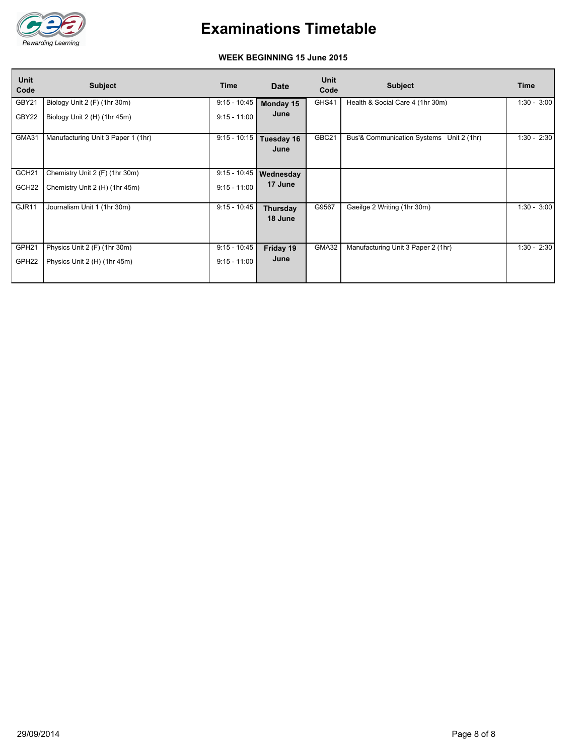# Examinations Timetable

**WEEK BEGINNING 15 June 2015**

| Unit Code | Subject | Time | Date | Unit Code | Subject | Time |
|---|---|---|---|---|---|---|
| GBY21 | Biology Unit 2 (F) (1hr 30m) | 9:15 - 10:45 | **Monday 15 June** | GHS41 | Health & Social Care 4 (1hr 30m) | 1:30 - 3:00 |
| GBY22 | Biology Unit 2 (H) (1hr 45m) | 9:15 - 11:00 | | | | |
| GMA31 | Manufacturing Unit 3 Paper 1 (1hr) | 9:15 - 10:15 | **Tuesday 16 June** | GBC21 | Bus'& Communication Systems Unit 2 (1hr) | 1:30 - 2:30 |
| GCH21 | Chemistry Unit 2 (F) (1hr 30m) | 9:15 - 10:45 | **Wednesday 17 June** | | | |
| GCH22 | Chemistry Unit 2 (H) (1hr 45m) | 9:15 - 11:00 | | | | |
| GJR11 | Journalism Unit 1 (1hr 30m) | 9:15 - 10:45 | **Thursday 18 June** | G9567 | Gaeilge 2 Writing (1hr 30m) | 1:30 - 3:00 |
| GPH21 | Physics Unit 2 (F) (1hr 30m) | 9:15 - 10:45 | **Friday 19 June** | GMA32 | Manufacturing Unit 3 Paper 2 (1hr) | 1:30 - 2:30 |
| GPH22 | Physics Unit 2 (H) (1hr 45m) | 9:15 - 11:00 | | | | |

29/09/2014